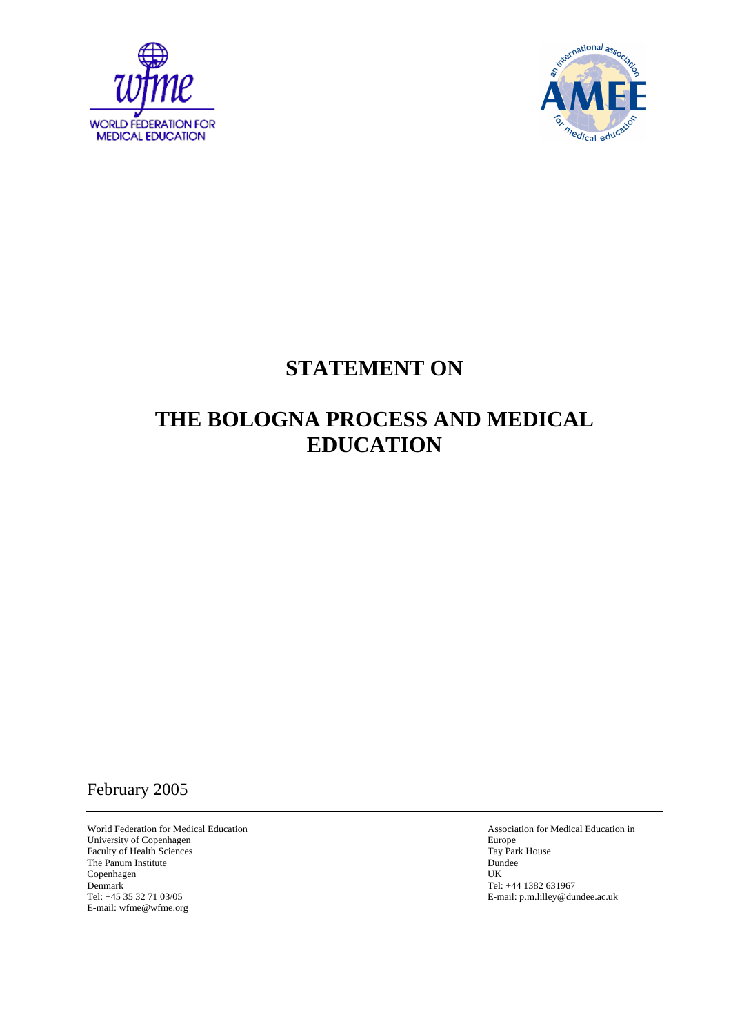WORLD FEDERATION FOR MEDICAL EDUCATION

# STATEMENT ON

# THE BOLOGNA PROCESS AND MEDICAL EDUCATION

February 2005

World Federation for Medical Education
University of Copenhagen
Faculty of Health Sciences
The Panum Institute
Copenhagen
Denmark
Tel: +45 35 32 71 03/05
E-mail: wfme@wfme.org

Association for Medical Education in Europe
Tay Park House
Dundee
UK
Tel: +44 1382 631967
E-mail: p.m.lilley@dundee.ac.uk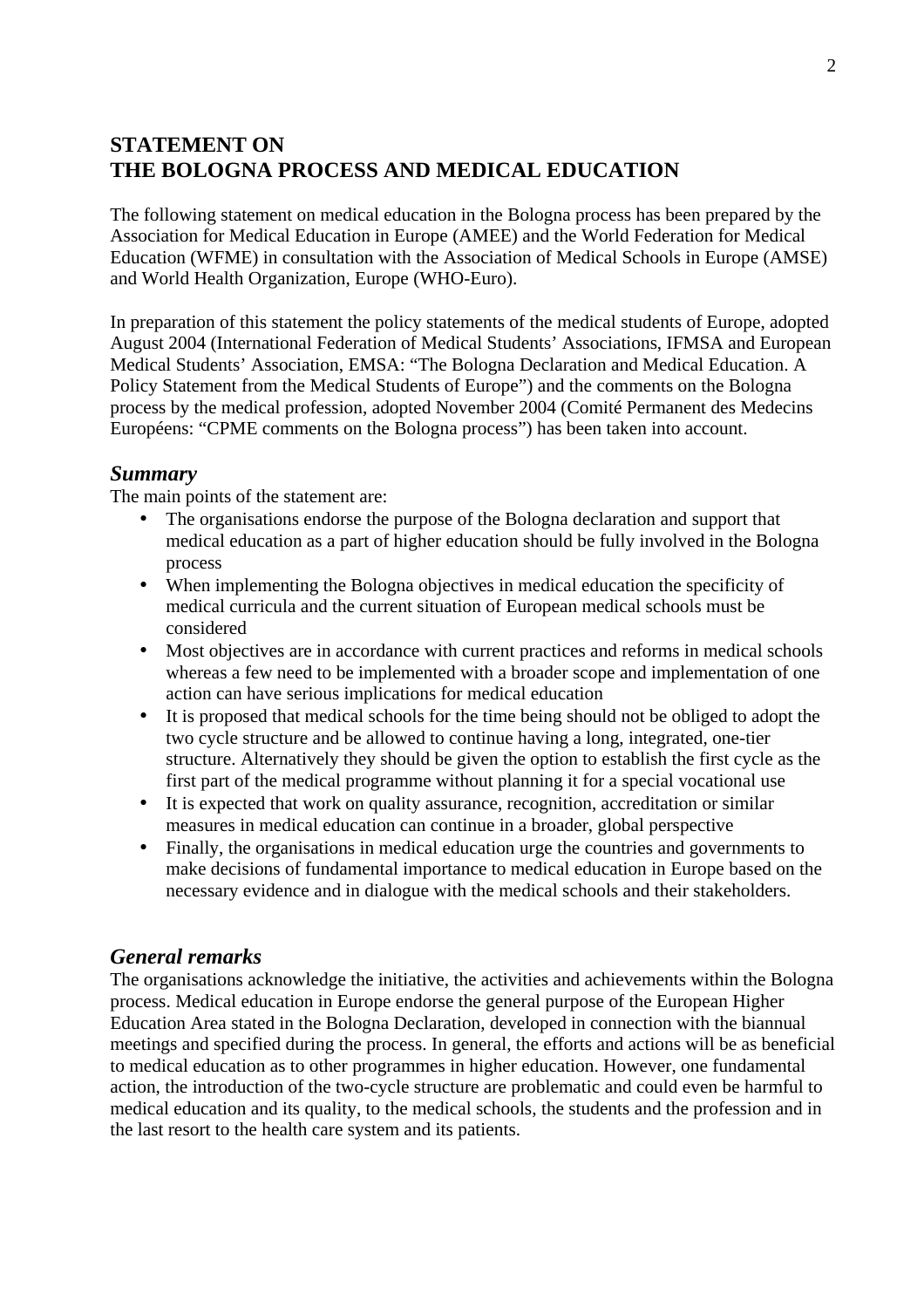# STATEMENT ON THE BOLOGNA PROCESS AND MEDICAL EDUCATION

The following statement on medical education in the Bologna process has been prepared by the Association for Medical Education in Europe (AMEE) and the World Federation for Medical Education (WFME) in consultation with the Association of Medical Schools in Europe (AMSE) and World Health Organization, Europe (WHO-Euro).

In preparation of this statement the policy statements of the medical students of Europe, adopted August 2004 (International Federation of Medical Students' Associations, IFMSA and European Medical Students' Association, EMSA: "The Bologna Declaration and Medical Education. A Policy Statement from the Medical Students of Europe") and the comments on the Bologna process by the medical profession, adopted November 2004 (Comité Permanent des Medecins Européens: "CPME comments on the Bologna process") has been taken into account.

## *Summary*

The main points of the statement are:

- The organisations endorse the purpose of the Bologna declaration and support that medical education as a part of higher education should be fully involved in the Bologna process
- When implementing the Bologna objectives in medical education the specificity of medical curricula and the current situation of European medical schools must be considered
- Most objectives are in accordance with current practices and reforms in medical schools whereas a few need to be implemented with a broader scope and implementation of one action can have serious implications for medical education
- It is proposed that medical schools for the time being should not be obliged to adopt the two cycle structure and be allowed to continue having a long, integrated, one-tier structure. Alternatively they should be given the option to establish the first cycle as the first part of the medical programme without planning it for a special vocational use
- It is expected that work on quality assurance, recognition, accreditation or similar measures in medical education can continue in a broader, global perspective
- Finally, the organisations in medical education urge the countries and governments to make decisions of fundamental importance to medical education in Europe based on the necessary evidence and in dialogue with the medical schools and their stakeholders.

## *General remarks*

The organisations acknowledge the initiative, the activities and achievements within the Bologna process. Medical education in Europe endorse the general purpose of the European Higher Education Area stated in the Bologna Declaration, developed in connection with the biannual meetings and specified during the process. In general, the efforts and actions will be as beneficial to medical education as to other programmes in higher education. However, one fundamental action, the introduction of the two-cycle structure are problematic and could even be harmful to medical education and its quality, to the medical schools, the students and the profession and in the last resort to the health care system and its patients.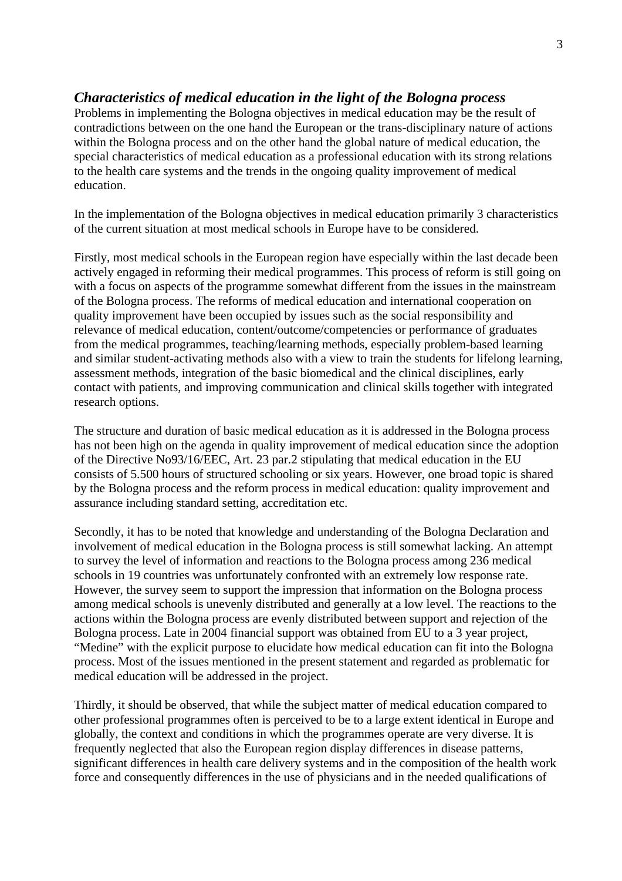## *Characteristics of medical education in the light of the Bologna process*

Problems in implementing the Bologna objectives in medical education may be the result of contradictions between on the one hand the European or the trans-disciplinary nature of actions within the Bologna process and on the other hand the global nature of medical education, the special characteristics of medical education as a professional education with its strong relations to the health care systems and the trends in the ongoing quality improvement of medical education.

In the implementation of the Bologna objectives in medical education primarily 3 characteristics of the current situation at most medical schools in Europe have to be considered.

Firstly, most medical schools in the European region have especially within the last decade been actively engaged in reforming their medical programmes. This process of reform is still going on with a focus on aspects of the programme somewhat different from the issues in the mainstream of the Bologna process. The reforms of medical education and international cooperation on quality improvement have been occupied by issues such as the social responsibility and relevance of medical education, content/outcome/competencies or performance of graduates from the medical programmes, teaching/learning methods, especially problem-based learning and similar student-activating methods also with a view to train the students for lifelong learning, assessment methods, integration of the basic biomedical and the clinical disciplines, early contact with patients, and improving communication and clinical skills together with integrated research options.

The structure and duration of basic medical education as it is addressed in the Bologna process has not been high on the agenda in quality improvement of medical education since the adoption of the Directive No93/16/EEC, Art. 23 par.2 stipulating that medical education in the EU consists of 5.500 hours of structured schooling or six years. However, one broad topic is shared by the Bologna process and the reform process in medical education: quality improvement and assurance including standard setting, accreditation etc.

Secondly, it has to be noted that knowledge and understanding of the Bologna Declaration and involvement of medical education in the Bologna process is still somewhat lacking. An attempt to survey the level of information and reactions to the Bologna process among 236 medical schools in 19 countries was unfortunately confronted with an extremely low response rate. However, the survey seem to support the impression that information on the Bologna process among medical schools is unevenly distributed and generally at a low level. The reactions to the actions within the Bologna process are evenly distributed between support and rejection of the Bologna process. Late in 2004 financial support was obtained from EU to a 3 year project, "Medine" with the explicit purpose to elucidate how medical education can fit into the Bologna process. Most of the issues mentioned in the present statement and regarded as problematic for medical education will be addressed in the project.

Thirdly, it should be observed, that while the subject matter of medical education compared to other professional programmes often is perceived to be to a large extent identical in Europe and globally, the context and conditions in which the programmes operate are very diverse. It is frequently neglected that also the European region display differences in disease patterns, significant differences in health care delivery systems and in the composition of the health work force and consequently differences in the use of physicians and in the needed qualifications of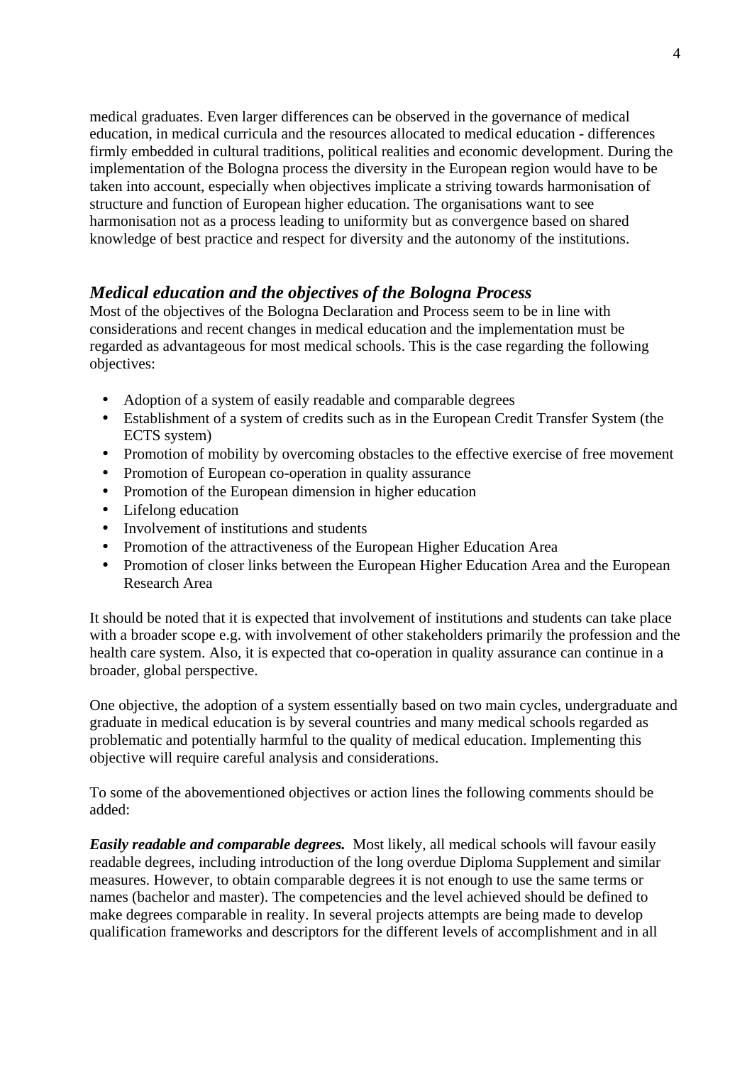medical graduates. Even larger differences can be observed in the governance of medical education, in medical curricula and the resources allocated to medical education - differences firmly embedded in cultural traditions, political realities and economic development. During the implementation of the Bologna process the diversity in the European region would have to be taken into account, especially when objectives implicate a striving towards harmonisation of structure and function of European higher education. The organisations want to see harmonisation not as a process leading to uniformity but as convergence based on shared knowledge of best practice and respect for diversity and the autonomy of the institutions.

## *Medical education and the objectives of the Bologna Process*

Most of the objectives of the Bologna Declaration and Process seem to be in line with considerations and recent changes in medical education and the implementation must be regarded as advantageous for most medical schools. This is the case regarding the following objectives:

- Adoption of a system of easily readable and comparable degrees
- Establishment of a system of credits such as in the European Credit Transfer System (the ECTS system)
- Promotion of mobility by overcoming obstacles to the effective exercise of free movement
- Promotion of European co-operation in quality assurance
- Promotion of the European dimension in higher education
- Lifelong education
- Involvement of institutions and students
- Promotion of the attractiveness of the European Higher Education Area
- Promotion of closer links between the European Higher Education Area and the European Research Area

It should be noted that it is expected that involvement of institutions and students can take place with a broader scope e.g. with involvement of other stakeholders primarily the profession and the health care system. Also, it is expected that co-operation in quality assurance can continue in a broader, global perspective.

One objective, the adoption of a system essentially based on two main cycles, undergraduate and graduate in medical education is by several countries and many medical schools regarded as problematic and potentially harmful to the quality of medical education. Implementing this objective will require careful analysis and considerations.

To some of the abovementioned objectives or action lines the following comments should be added:

***Easily readable and comparable degrees.*** Most likely, all medical schools will favour easily readable degrees, including introduction of the long overdue Diploma Supplement and similar measures. However, to obtain comparable degrees it is not enough to use the same terms or names (bachelor and master). The competencies and the level achieved should be defined to make degrees comparable in reality. In several projects attempts are being made to develop qualification frameworks and descriptors for the different levels of accomplishment and in all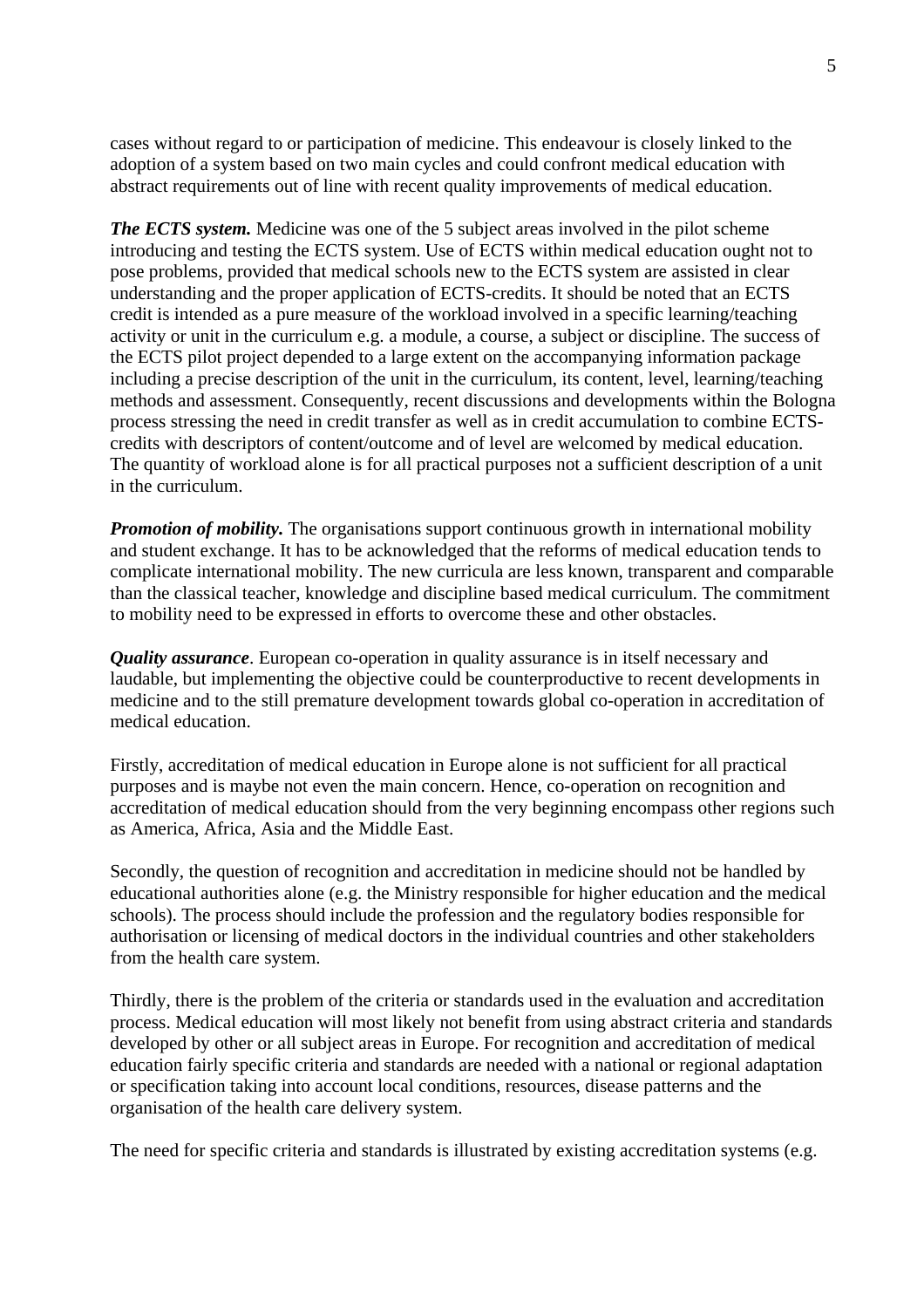cases without regard to or participation of medicine. This endeavour is closely linked to the adoption of a system based on two main cycles and could confront medical education with abstract requirements out of line with recent quality improvements of medical education.

***The ECTS system.*** Medicine was one of the 5 subject areas involved in the pilot scheme introducing and testing the ECTS system. Use of ECTS within medical education ought not to pose problems, provided that medical schools new to the ECTS system are assisted in clear understanding and the proper application of ECTS-credits. It should be noted that an ECTS credit is intended as a pure measure of the workload involved in a specific learning/teaching activity or unit in the curriculum e.g. a module, a course, a subject or discipline. The success of the ECTS pilot project depended to a large extent on the accompanying information package including a precise description of the unit in the curriculum, its content, level, learning/teaching methods and assessment. Consequently, recent discussions and developments within the Bologna process stressing the need in credit transfer as well as in credit accumulation to combine ECTS-credits with descriptors of content/outcome and of level are welcomed by medical education. The quantity of workload alone is for all practical purposes not a sufficient description of a unit in the curriculum.

***Promotion of mobility.*** The organisations support continuous growth in international mobility and student exchange. It has to be acknowledged that the reforms of medical education tends to complicate international mobility. The new curricula are less known, transparent and comparable than the classical teacher, knowledge and discipline based medical curriculum. The commitment to mobility need to be expressed in efforts to overcome these and other obstacles.

***Quality assurance***. European co-operation in quality assurance is in itself necessary and laudable, but implementing the objective could be counterproductive to recent developments in medicine and to the still premature development towards global co-operation in accreditation of medical education.

Firstly, accreditation of medical education in Europe alone is not sufficient for all practical purposes and is maybe not even the main concern. Hence, co-operation on recognition and accreditation of medical education should from the very beginning encompass other regions such as America, Africa, Asia and the Middle East.

Secondly, the question of recognition and accreditation in medicine should not be handled by educational authorities alone (e.g. the Ministry responsible for higher education and the medical schools). The process should include the profession and the regulatory bodies responsible for authorisation or licensing of medical doctors in the individual countries and other stakeholders from the health care system.

Thirdly, there is the problem of the criteria or standards used in the evaluation and accreditation process. Medical education will most likely not benefit from using abstract criteria and standards developed by other or all subject areas in Europe. For recognition and accreditation of medical education fairly specific criteria and standards are needed with a national or regional adaptation or specification taking into account local conditions, resources, disease patterns and the organisation of the health care delivery system.

The need for specific criteria and standards is illustrated by existing accreditation systems (e.g.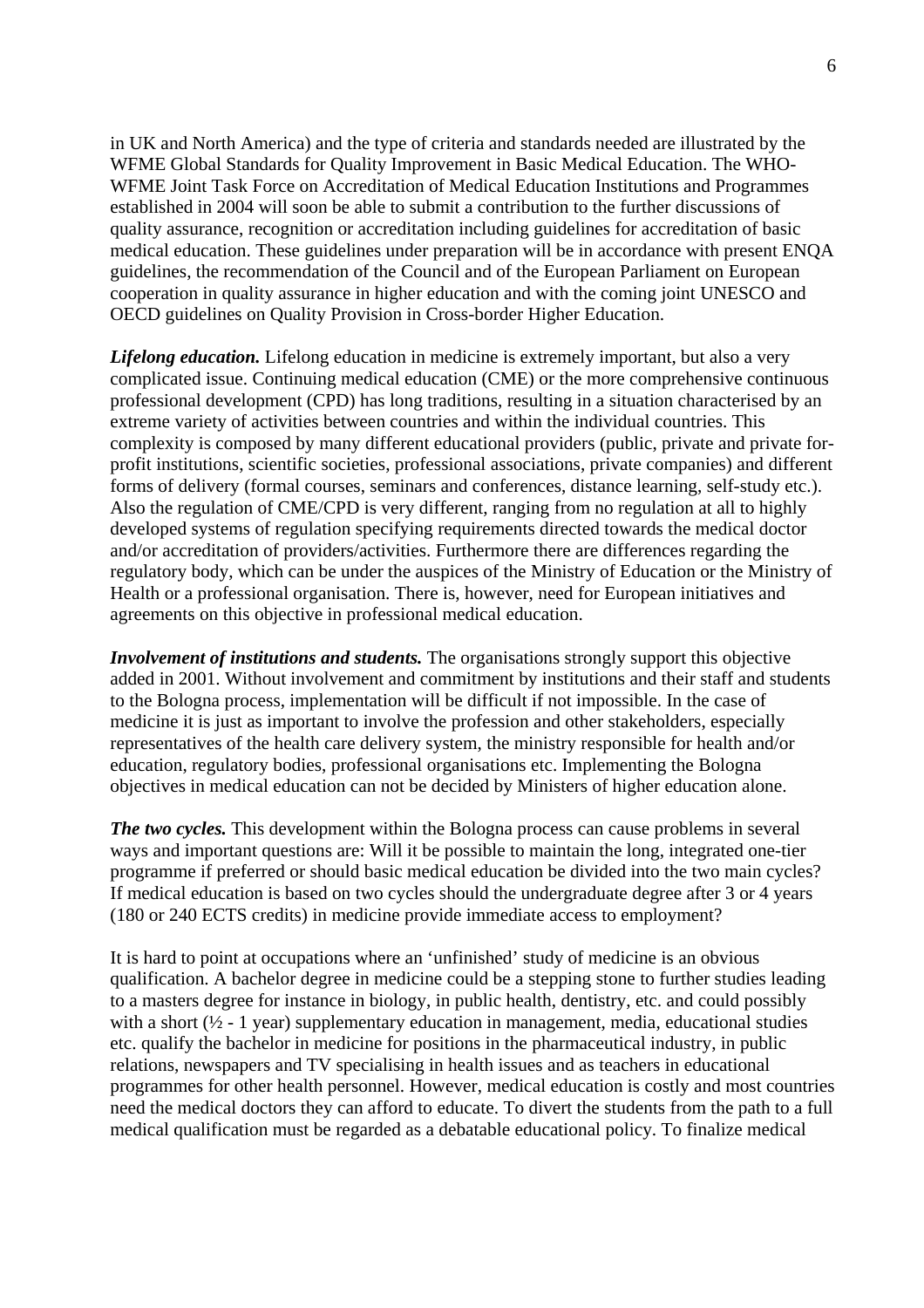in UK and North America) and the type of criteria and standards needed are illustrated by the WFME Global Standards for Quality Improvement in Basic Medical Education. The WHO-WFME Joint Task Force on Accreditation of Medical Education Institutions and Programmes established in 2004 will soon be able to submit a contribution to the further discussions of quality assurance, recognition or accreditation including guidelines for accreditation of basic medical education. These guidelines under preparation will be in accordance with present ENQA guidelines, the recommendation of the Council and of the European Parliament on European cooperation in quality assurance in higher education and with the coming joint UNESCO and OECD guidelines on Quality Provision in Cross-border Higher Education.

***Lifelong education.*** Lifelong education in medicine is extremely important, but also a very complicated issue. Continuing medical education (CME) or the more comprehensive continuous professional development (CPD) has long traditions, resulting in a situation characterised by an extreme variety of activities between countries and within the individual countries. This complexity is composed by many different educational providers (public, private and private for-profit institutions, scientific societies, professional associations, private companies) and different forms of delivery (formal courses, seminars and conferences, distance learning, self-study etc.). Also the regulation of CME/CPD is very different, ranging from no regulation at all to highly developed systems of regulation specifying requirements directed towards the medical doctor and/or accreditation of providers/activities. Furthermore there are differences regarding the regulatory body, which can be under the auspices of the Ministry of Education or the Ministry of Health or a professional organisation. There is, however, need for European initiatives and agreements on this objective in professional medical education.

***Involvement of institutions and students.*** The organisations strongly support this objective added in 2001. Without involvement and commitment by institutions and their staff and students to the Bologna process, implementation will be difficult if not impossible. In the case of medicine it is just as important to involve the profession and other stakeholders, especially representatives of the health care delivery system, the ministry responsible for health and/or education, regulatory bodies, professional organisations etc. Implementing the Bologna objectives in medical education can not be decided by Ministers of higher education alone.

***The two cycles.*** This development within the Bologna process can cause problems in several ways and important questions are: Will it be possible to maintain the long, integrated one-tier programme if preferred or should basic medical education be divided into the two main cycles? If medical education is based on two cycles should the undergraduate degree after 3 or 4 years (180 or 240 ECTS credits) in medicine provide immediate access to employment?

It is hard to point at occupations where an 'unfinished' study of medicine is an obvious qualification. A bachelor degree in medicine could be a stepping stone to further studies leading to a masters degree for instance in biology, in public health, dentistry, etc. and could possibly with a short (½ - 1 year) supplementary education in management, media, educational studies etc. qualify the bachelor in medicine for positions in the pharmaceutical industry, in public relations, newspapers and TV specialising in health issues and as teachers in educational programmes for other health personnel. However, medical education is costly and most countries need the medical doctors they can afford to educate. To divert the students from the path to a full medical qualification must be regarded as a debatable educational policy. To finalize medical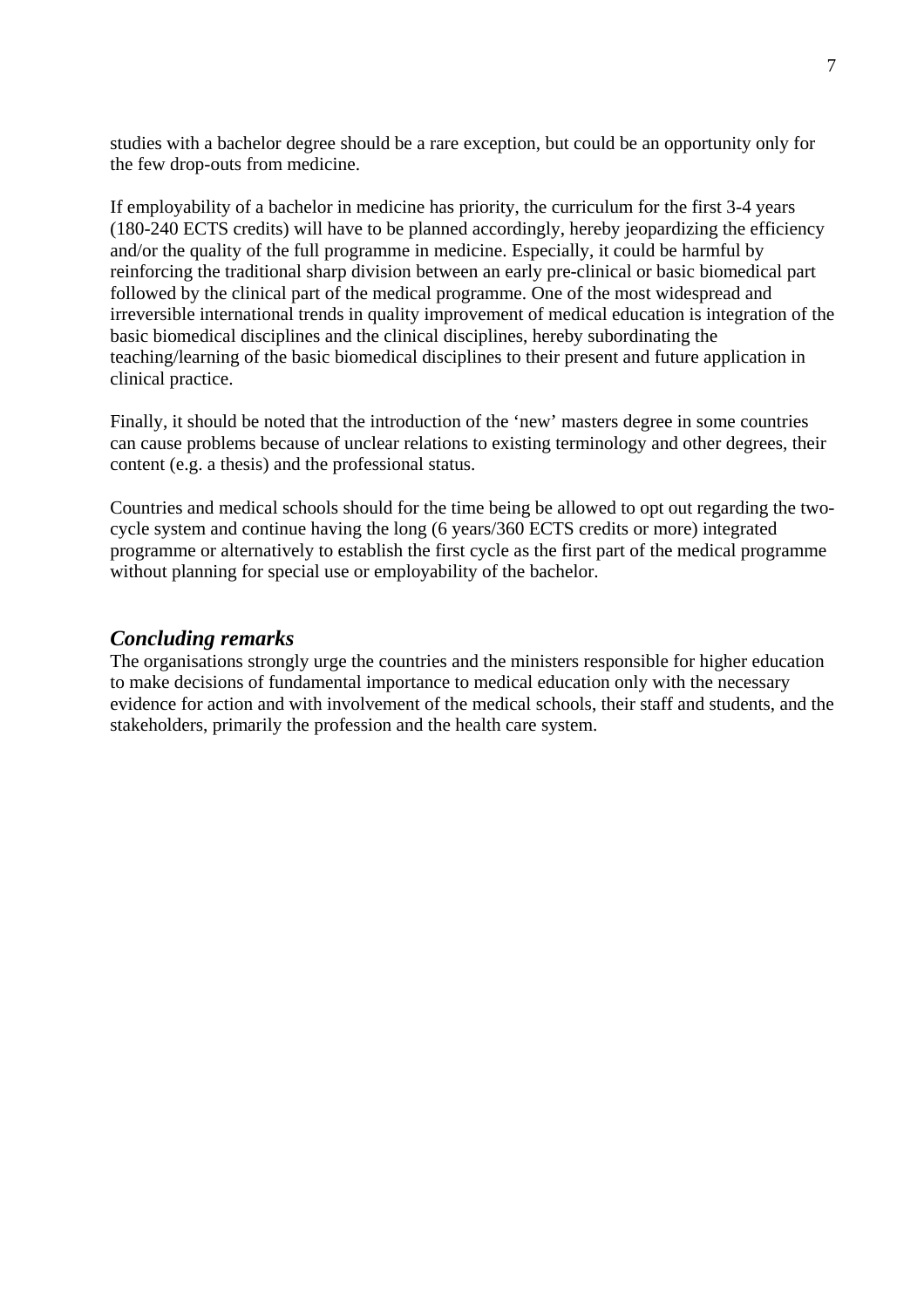studies with a bachelor degree should be a rare exception, but could be an opportunity only for the few drop-outs from medicine.

If employability of a bachelor in medicine has priority, the curriculum for the first 3-4 years (180-240 ECTS credits) will have to be planned accordingly, hereby jeopardizing the efficiency and/or the quality of the full programme in medicine. Especially, it could be harmful by reinforcing the traditional sharp division between an early pre-clinical or basic biomedical part followed by the clinical part of the medical programme. One of the most widespread and irreversible international trends in quality improvement of medical education is integration of the basic biomedical disciplines and the clinical disciplines, hereby subordinating the teaching/learning of the basic biomedical disciplines to their present and future application in clinical practice.

Finally, it should be noted that the introduction of the 'new' masters degree in some countries can cause problems because of unclear relations to existing terminology and other degrees, their content (e.g. a thesis) and the professional status.

Countries and medical schools should for the time being be allowed to opt out regarding the two-cycle system and continue having the long (6 years/360 ECTS credits or more) integrated programme or alternatively to establish the first cycle as the first part of the medical programme without planning for special use or employability of the bachelor.

## *Concluding remarks*

The organisations strongly urge the countries and the ministers responsible for higher education to make decisions of fundamental importance to medical education only with the necessary evidence for action and with involvement of the medical schools, their staff and students, and the stakeholders, primarily the profession and the health care system.